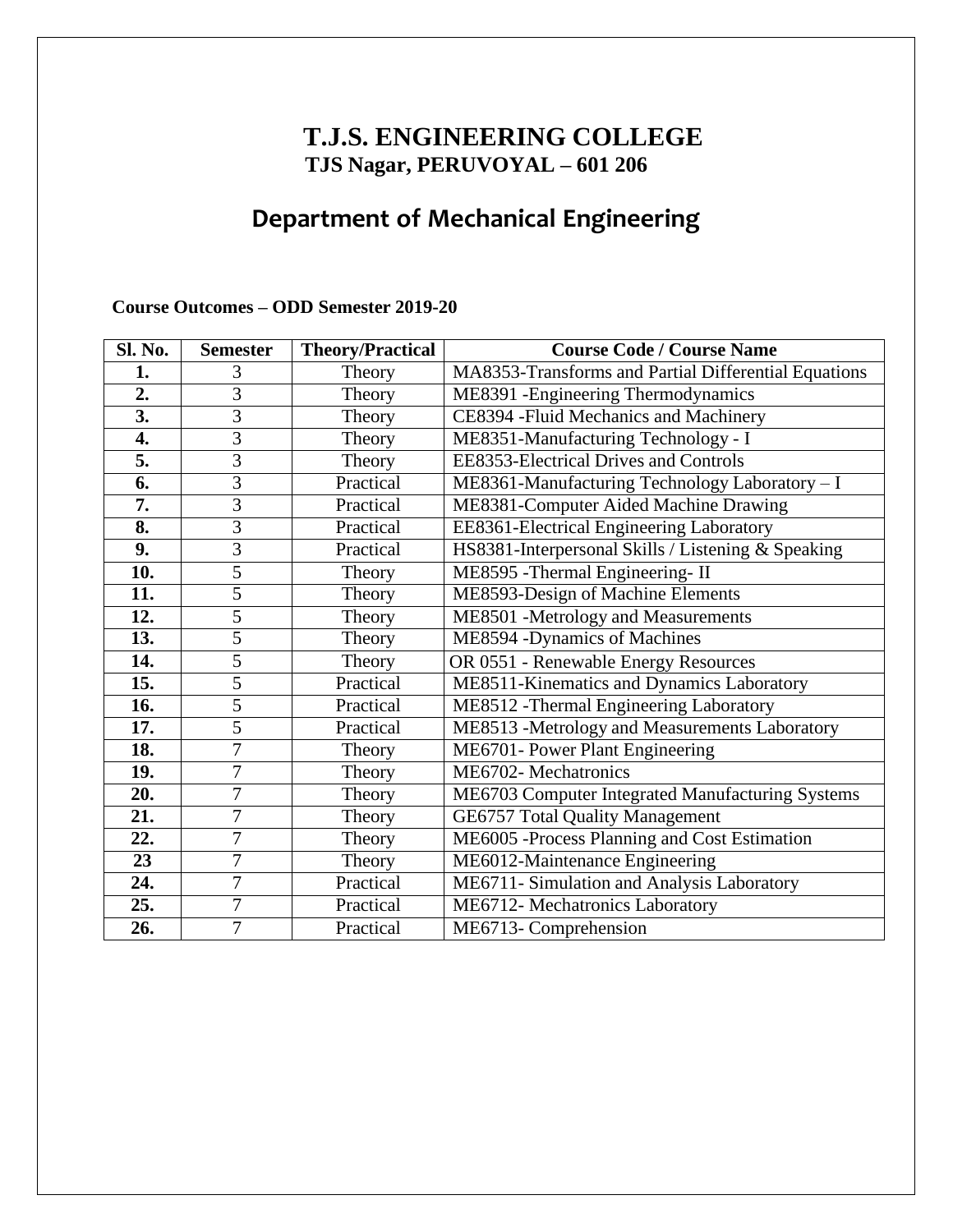# T.J.S. ENGINEERING COLLEGE

**TJS Nagar, PERUVOYAL – 601 206**

## Department of Mechanical Engineering

**Course Outcomes – ODD Semester 2019-20**

| Sl. No. | Semester | Theory/Practical | Course Code / Course Name |
|---|---|---|---|
| **1.** | 3 | Theory | MA8353-Transforms and Partial Differential Equations |
| **2.** | 3 | Theory | ME8391 -Engineering Thermodynamics |
| **3.** | 3 | Theory | CE8394 -Fluid Mechanics and Machinery |
| **4.** | 3 | Theory | ME8351-Manufacturing Technology - I |
| **5.** | 3 | Theory | EE8353-Electrical Drives and Controls |
| **6.** | 3 | Practical | ME8361-Manufacturing Technology Laboratory – I |
| **7.** | 3 | Practical | ME8381-Computer Aided Machine Drawing |
| **8.** | 3 | Practical | EE8361-Electrical Engineering Laboratory |
| **9.** | 3 | Practical | HS8381-Interpersonal Skills / Listening & Speaking |
| **10.** | 5 | Theory | ME8595 -Thermal Engineering- II |
| **11.** | 5 | Theory | ME8593-Design of Machine Elements |
| **12.** | 5 | Theory | ME8501 -Metrology and Measurements |
| **13.** | 5 | Theory | ME8594 -Dynamics of Machines |
| **14.** | 5 | Theory | OR 0551 - Renewable Energy Resources |
| **15.** | 5 | Practical | ME8511-Kinematics and Dynamics Laboratory |
| **16.** | 5 | Practical | ME8512 -Thermal Engineering Laboratory |
| **17.** | 5 | Practical | ME8513 -Metrology and Measurements Laboratory |
| **18.** | 7 | Theory | ME6701- Power Plant Engineering |
| **19.** | 7 | Theory | ME6702- Mechatronics |
| **20.** | 7 | Theory | ME6703 Computer Integrated Manufacturing Systems |
| **21.** | 7 | Theory | GE6757 Total Quality Management |
| **22.** | 7 | Theory | ME6005 -Process Planning and Cost Estimation |
| **23** | 7 | Theory | ME6012-Maintenance Engineering |
| **24.** | 7 | Practical | ME6711- Simulation and Analysis Laboratory |
| **25.** | 7 | Practical | ME6712- Mechatronics Laboratory |
| **26.** | 7 | Practical | ME6713- Comprehension |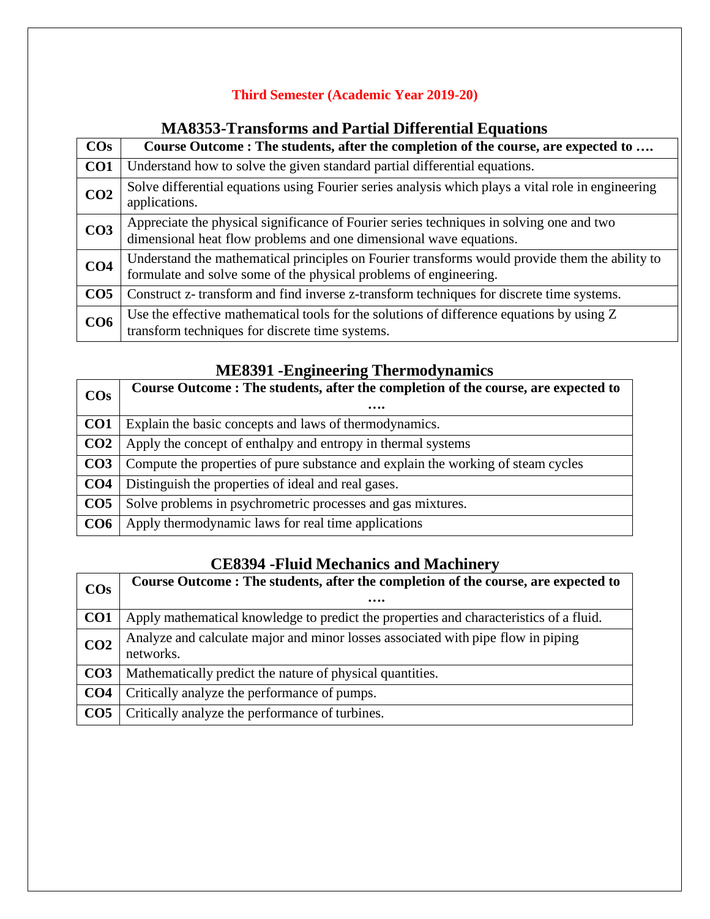**Third Semester (Academic Year 2019-20)**

## MA8353-Transforms and Partial Differential Equations

| COs | Course Outcome : The students, after the completion of the course, are expected to …. |
|---|---|
| **CO1** | Understand how to solve the given standard partial differential equations. |
| **CO2** | Solve differential equations using Fourier series analysis which plays a vital role in engineering applications. |
| **CO3** | Appreciate the physical significance of Fourier series techniques in solving one and two dimensional heat flow problems and one dimensional wave equations. |
| **CO4** | Understand the mathematical principles on Fourier transforms would provide them the ability to formulate and solve some of the physical problems of engineering. |
| **CO5** | Construct z- transform and find inverse z-transform techniques for discrete time systems. |
| **CO6** | Use the effective mathematical tools for the solutions of difference equations by using Z transform techniques for discrete time systems. |

## ME8391 -Engineering Thermodynamics

| COs | Course Outcome : The students, after the completion of the course, are expected to …. |
|---|---|
| **CO1** | Explain the basic concepts and laws of thermodynamics. |
| **CO2** | Apply the concept of enthalpy and entropy in thermal systems |
| **CO3** | Compute the properties of pure substance and explain the working of steam cycles |
| **CO4** | Distinguish the properties of ideal and real gases. |
| **CO5** | Solve problems in psychrometric processes and gas mixtures. |
| **CO6** | Apply thermodynamic laws for real time applications |

## CE8394 -Fluid Mechanics and Machinery

| COs | Course Outcome : The students, after the completion of the course, are expected to …. |
|---|---|
| **CO1** | Apply mathematical knowledge to predict the properties and characteristics of a fluid. |
| **CO2** | Analyze and calculate major and minor losses associated with pipe flow in piping networks. |
| **CO3** | Mathematically predict the nature of physical quantities. |
| **CO4** | Critically analyze the performance of pumps. |
| **CO5** | Critically analyze the performance of turbines. |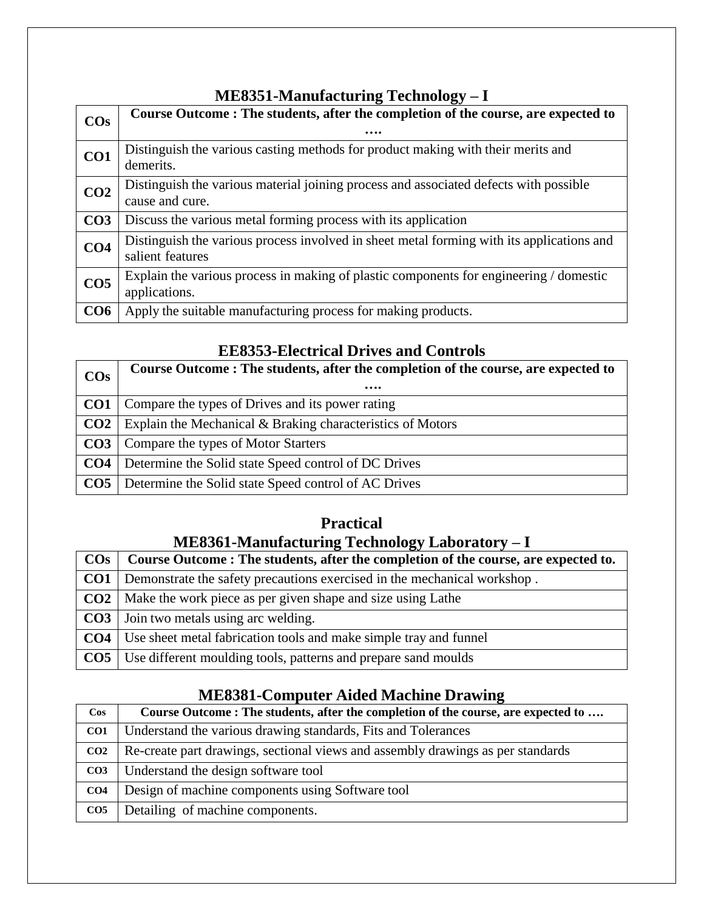## ME8351-Manufacturing Technology – I

| COs | Course Outcome : The students, after the completion of the course, are expected to …. |
|---|---|
| CO1 | Distinguish the various casting methods for product making with their merits and demerits. |
| CO2 | Distinguish the various material joining process and associated defects with possible cause and cure. |
| CO3 | Discuss the various metal forming process with its application |
| CO4 | Distinguish the various process involved in sheet metal forming with its applications and salient features |
| CO5 | Explain the various process in making of plastic components for engineering / domestic applications. |
| CO6 | Apply the suitable manufacturing process for making products. |

## EE8353-Electrical Drives and Controls

| COs | Course Outcome : The students, after the completion of the course, are expected to …. |
|---|---|
| CO1 | Compare the types of Drives and its power rating |
| CO2 | Explain the Mechanical & Braking characteristics of Motors |
| CO3 | Compare the types of Motor Starters |
| CO4 | Determine the Solid state Speed control of DC Drives |
| CO5 | Determine the Solid state Speed control of AC Drives |

## Practical

## ME8361-Manufacturing Technology Laboratory – I

| COs | Course Outcome : The students, after the completion of the course, are expected to. |
|---|---|
| CO1 | Demonstrate the safety precautions exercised in the mechanical workshop . |
| CO2 | Make the work piece as per given shape and size using Lathe |
| CO3 | Join two metals using arc welding. |
| CO4 | Use sheet metal fabrication tools and make simple tray and funnel |
| CO5 | Use different moulding tools, patterns and prepare sand moulds |

## ME8381-Computer Aided Machine Drawing

| Cos | Course Outcome : The students, after the completion of the course, are expected to …. |
|---|---|
| CO1 | Understand the various drawing standards, Fits and Tolerances |
| CO2 | Re-create part drawings, sectional views and assembly drawings as per standards |
| CO3 | Understand the design software tool |
| CO4 | Design of machine components using Software tool |
| CO5 | Detailing of machine components. |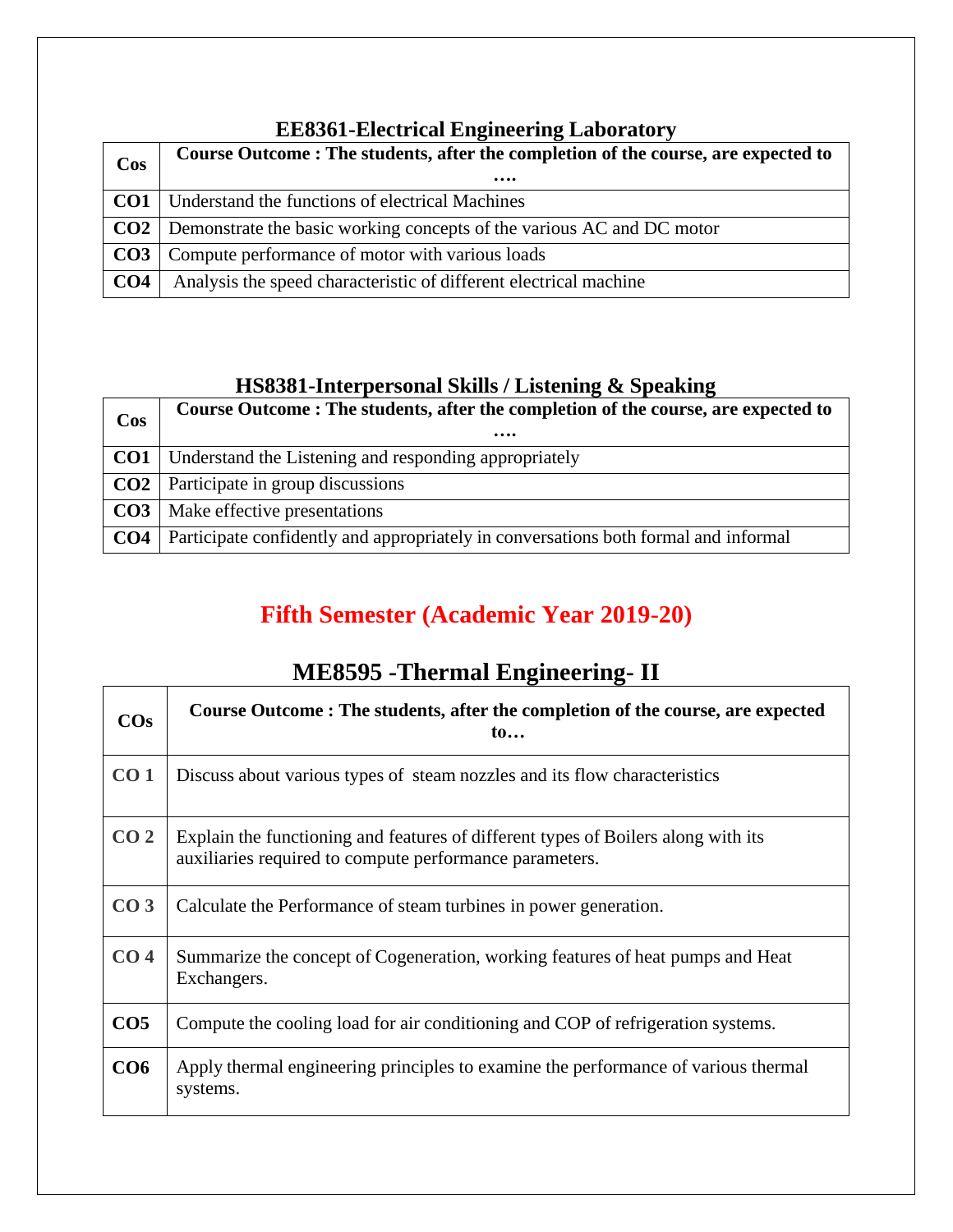## EE8361-Electrical Engineering Laboratory

| Cos | Course Outcome : The students, after the completion of the course, are expected to …. |
|---|---|
| CO1 | Understand the functions of electrical Machines |
| CO2 | Demonstrate the basic working concepts of the various AC and DC motor |
| CO3 | Compute performance of motor with various loads |
| CO4 | Analysis the speed characteristic of different electrical machine |

## HS8381-Interpersonal Skills / Listening & Speaking

| Cos | Course Outcome : The students, after the completion of the course, are expected to …. |
|---|---|
| CO1 | Understand the Listening and responding appropriately |
| CO2 | Participate in group discussions |
| CO3 | Make effective presentations |
| CO4 | Participate confidently and appropriately in conversations both formal and informal |

# Fifth Semester (Academic Year 2019-20)

## ME8595 -Thermal Engineering- II

| COs | Course Outcome : The students, after the completion of the course, are expected to… |
|---|---|
| CO 1 | Discuss about various types of steam nozzles and its flow characteristics |
| CO 2 | Explain the functioning and features of different types of Boilers along with its auxiliaries required to compute performance parameters. |
| CO 3 | Calculate the Performance of steam turbines in power generation. |
| CO 4 | Summarize the concept of Cogeneration, working features of heat pumps and Heat Exchangers. |
| CO5 | Compute the cooling load for air conditioning and COP of refrigeration systems. |
| CO6 | Apply thermal engineering principles to examine the performance of various thermal systems. |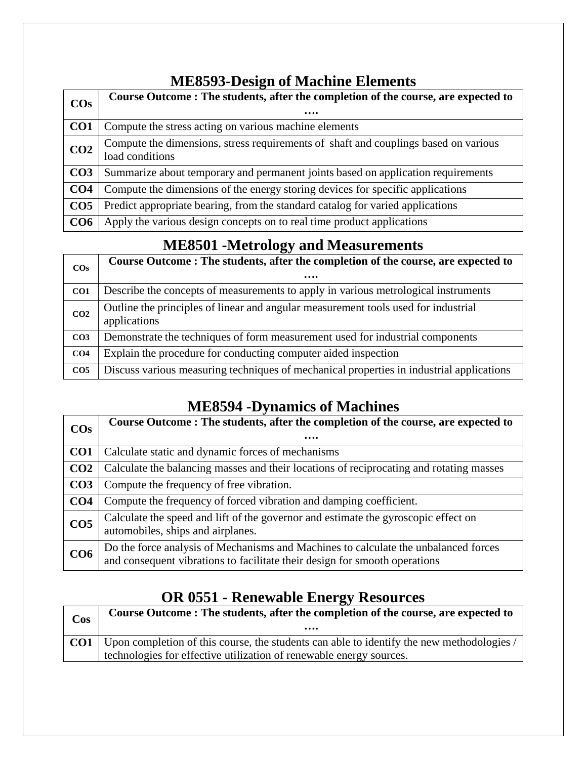## ME8593-Design of Machine Elements

| COs | Course Outcome : The students, after the completion of the course, are expected to …. |
|---|---|
| **CO1** | Compute the stress acting on various machine elements |
| **CO2** | Compute the dimensions, stress requirements of shaft and couplings based on various load conditions |
| **CO3** | Summarize about temporary and permanent joints based on application requirements |
| **CO4** | Compute the dimensions of the energy storing devices for specific applications |
| **CO5** | Predict appropriate bearing, from the standard catalog for varied applications |
| **CO6** | Apply the various design concepts on to real time product applications |

## ME8501 -Metrology and Measurements

| COs | Course Outcome : The students, after the completion of the course, are expected to …. |
|---|---|
| **CO1** | Describe the concepts of measurements to apply in various metrological instruments |
| **CO2** | Outline the principles of linear and angular measurement tools used for industrial applications |
| **CO3** | Demonstrate the techniques of form measurement used for industrial components |
| **CO4** | Explain the procedure for conducting computer aided inspection |
| **CO5** | Discuss various measuring techniques of mechanical properties in industrial applications |

## ME8594 -Dynamics of Machines

| COs | Course Outcome : The students, after the completion of the course, are expected to …. |
|---|---|
| **CO1** | Calculate static and dynamic forces of mechanisms |
| **CO2** | Calculate the balancing masses and their locations of reciprocating and rotating masses |
| **CO3** | Compute the frequency of free vibration. |
| **CO4** | Compute the frequency of forced vibration and damping coefficient. |
| **CO5** | Calculate the speed and lift of the governor and estimate the gyroscopic effect on automobiles, ships and airplanes. |
| **CO6** | Do the force analysis of Mechanisms and Machines to calculate the unbalanced forces and consequent vibrations to facilitate their design for smooth operations |

## OR 0551 - Renewable Energy Resources

| Cos | Course Outcome : The students, after the completion of the course, are expected to …. |
|---|---|
| **CO1** | Upon completion of this course, the students can able to identify the new methodologies / technologies for effective utilization of renewable energy sources. |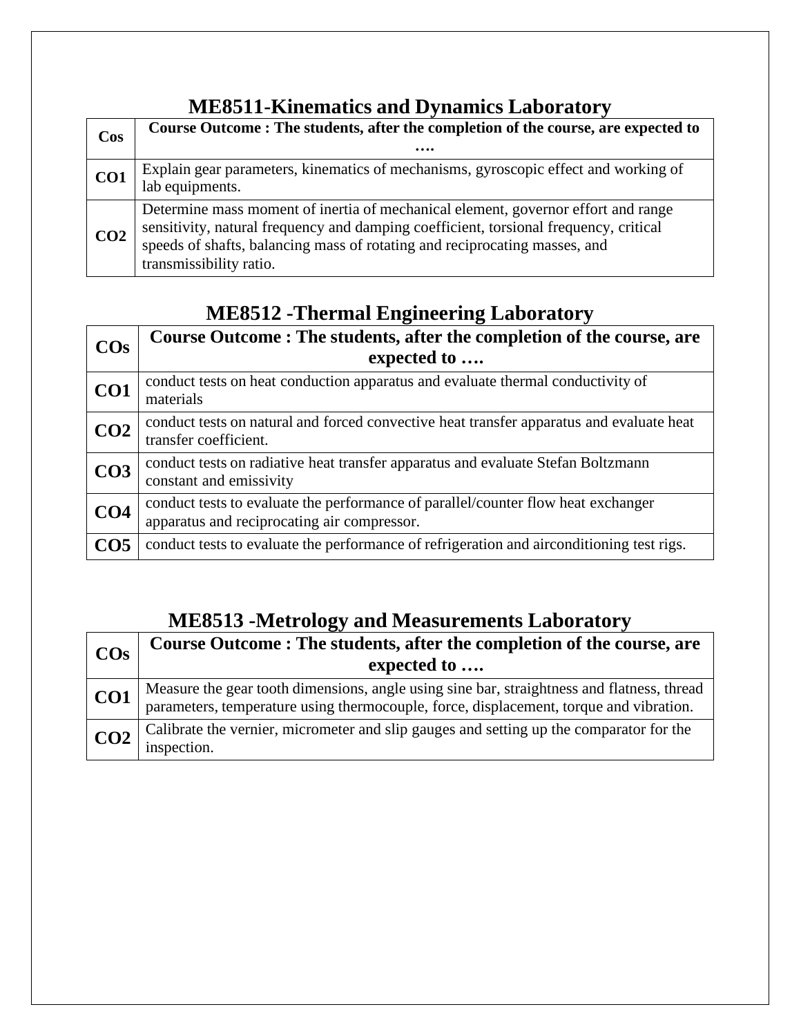## ME8511-Kinematics and Dynamics Laboratory

| Cos | Course Outcome : The students, after the completion of the course, are expected to …. |
|---|---|
| CO1 | Explain gear parameters, kinematics of mechanisms, gyroscopic effect and working of lab equipments. |
| CO2 | Determine mass moment of inertia of mechanical element, governor effort and range sensitivity, natural frequency and damping coefficient, torsional frequency, critical speeds of shafts, balancing mass of rotating and reciprocating masses, and transmissibility ratio. |

## ME8512 -Thermal Engineering Laboratory

| COs | Course Outcome : The students, after the completion of the course, are expected to …. |
|---|---|
| CO1 | conduct tests on heat conduction apparatus and evaluate thermal conductivity of materials |
| CO2 | conduct tests on natural and forced convective heat transfer apparatus and evaluate heat transfer coefficient. |
| CO3 | conduct tests on radiative heat transfer apparatus and evaluate Stefan Boltzmann constant and emissivity |
| CO4 | conduct tests to evaluate the performance of parallel/counter flow heat exchanger apparatus and reciprocating air compressor. |
| CO5 | conduct tests to evaluate the performance of refrigeration and airconditioning test rigs. |

## ME8513 -Metrology and Measurements Laboratory

| COs | Course Outcome : The students, after the completion of the course, are expected to …. |
|---|---|
| CO1 | Measure the gear tooth dimensions, angle using sine bar, straightness and flatness, thread parameters, temperature using thermocouple, force, displacement, torque and vibration. |
| CO2 | Calibrate the vernier, micrometer and slip gauges and setting up the comparator for the inspection. |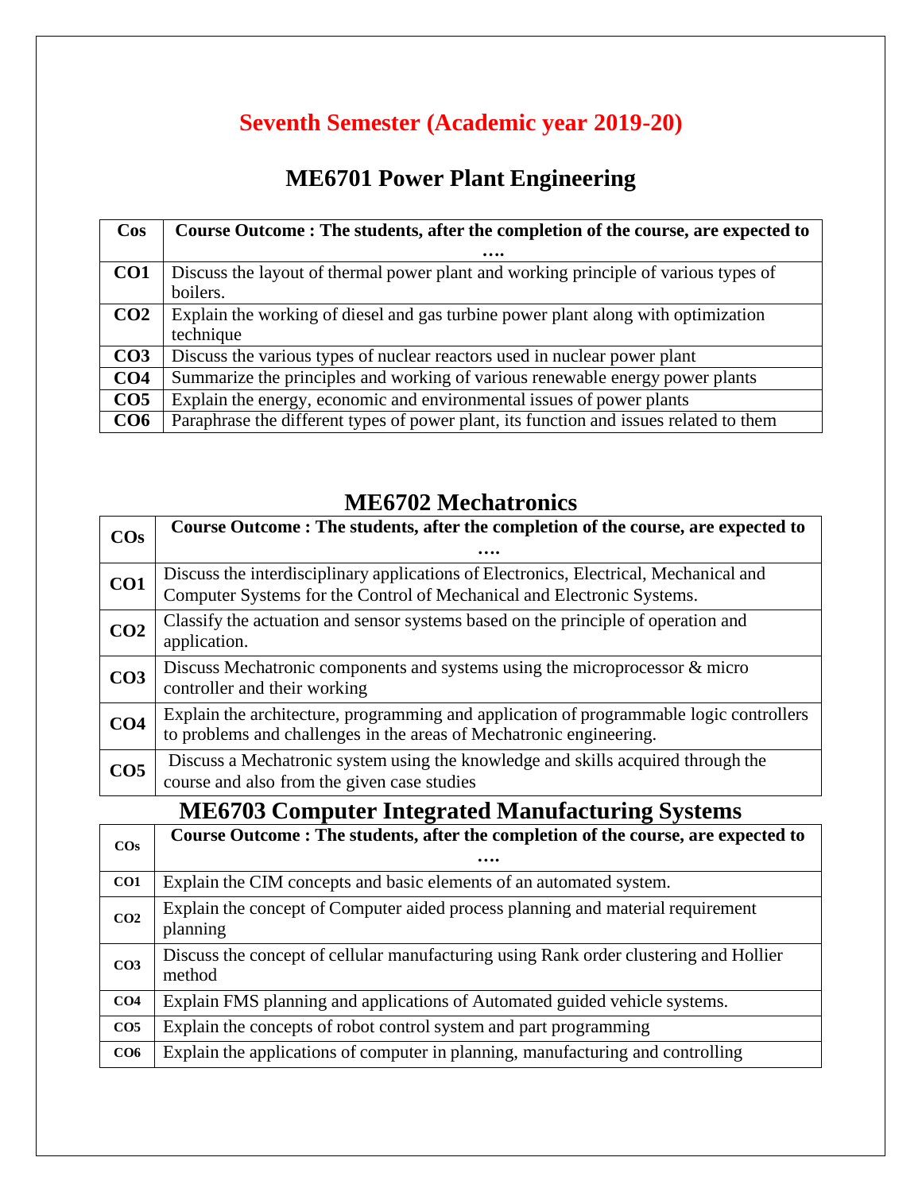## Seventh Semester (Academic year 2019-20)

## ME6701 Power Plant Engineering

| Cos | Course Outcome : The students, after the completion of the course, are expected to …. |
|---|---|
| CO1 | Discuss the layout of thermal power plant and working principle of various types of boilers. |
| CO2 | Explain the working of diesel and gas turbine power plant along with optimization technique |
| CO3 | Discuss the various types of nuclear reactors used in nuclear power plant |
| CO4 | Summarize the principles and working of various renewable energy power plants |
| CO5 | Explain the energy, economic and environmental issues of power plants |
| CO6 | Paraphrase the different types of power plant, its function and issues related to them |

## ME6702 Mechatronics

| COs | Course Outcome : The students, after the completion of the course, are expected to …. |
|---|---|
| CO1 | Discuss the interdisciplinary applications of Electronics, Electrical, Mechanical and Computer Systems for the Control of Mechanical and Electronic Systems. |
| CO2 | Classify the actuation and sensor systems based on the principle of operation and application. |
| CO3 | Discuss Mechatronic components and systems using the microprocessor & micro controller and their working |
| CO4 | Explain the architecture, programming and application of programmable logic controllers to problems and challenges in the areas of Mechatronic engineering. |
| CO5 | Discuss a Mechatronic system using the knowledge and skills acquired through the course and also from the given case studies |

## ME6703 Computer Integrated Manufacturing Systems

| COs | Course Outcome : The students, after the completion of the course, are expected to …. |
|---|---|
| CO1 | Explain the CIM concepts and basic elements of an automated system. |
| CO2 | Explain the concept of Computer aided process planning and material requirement planning |
| CO3 | Discuss the concept of cellular manufacturing using Rank order clustering and Hollier method |
| CO4 | Explain FMS planning and applications of Automated guided vehicle systems. |
| CO5 | Explain the concepts of robot control system and part programming |
| CO6 | Explain the applications of computer in planning, manufacturing and controlling |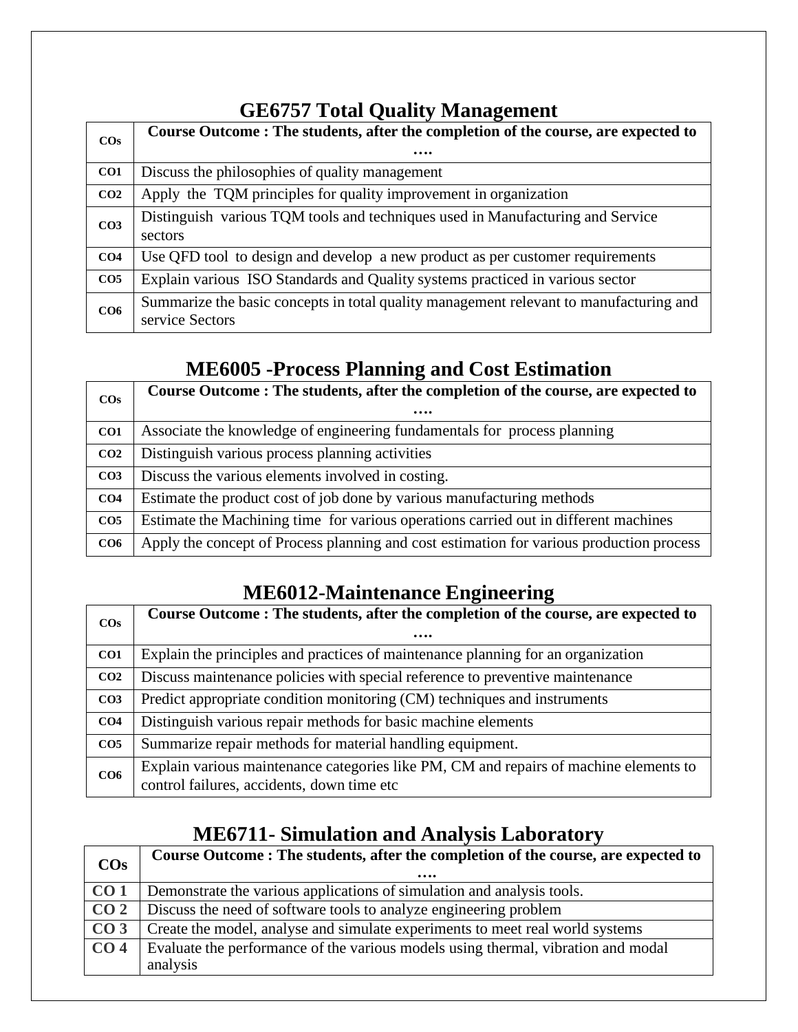## GE6757 Total Quality Management

| COs | Course Outcome : The students, after the completion of the course, are expected to …. |
|---|---|
| CO1 | Discuss the philosophies of quality management |
| CO2 | Apply the TQM principles for quality improvement in organization |
| CO3 | Distinguish various TQM tools and techniques used in Manufacturing and Service sectors |
| CO4 | Use QFD tool to design and develop a new product as per customer requirements |
| CO5 | Explain various ISO Standards and Quality systems practiced in various sector |
| CO6 | Summarize the basic concepts in total quality management relevant to manufacturing and service Sectors |

## ME6005 -Process Planning and Cost Estimation

| COs | Course Outcome : The students, after the completion of the course, are expected to …. |
|---|---|
| CO1 | Associate the knowledge of engineering fundamentals for process planning |
| CO2 | Distinguish various process planning activities |
| CO3 | Discuss the various elements involved in costing. |
| CO4 | Estimate the product cost of job done by various manufacturing methods |
| CO5 | Estimate the Machining time for various operations carried out in different machines |
| CO6 | Apply the concept of Process planning and cost estimation for various production process |

## ME6012-Maintenance Engineering

| COs | Course Outcome : The students, after the completion of the course, are expected to …. |
|---|---|
| CO1 | Explain the principles and practices of maintenance planning for an organization |
| CO2 | Discuss maintenance policies with special reference to preventive maintenance |
| CO3 | Predict appropriate condition monitoring (CM) techniques and instruments |
| CO4 | Distinguish various repair methods for basic machine elements |
| CO5 | Summarize repair methods for material handling equipment. |
| CO6 | Explain various maintenance categories like PM, CM and repairs of machine elements to control failures, accidents, down time etc |

## ME6711- Simulation and Analysis Laboratory

| COs | Course Outcome : The students, after the completion of the course, are expected to …. |
|---|---|
| CO 1 | Demonstrate the various applications of simulation and analysis tools. |
| CO 2 | Discuss the need of software tools to analyze engineering problem |
| CO 3 | Create the model, analyse and simulate experiments to meet real world systems |
| CO 4 | Evaluate the performance of the various models using thermal, vibration and modal analysis |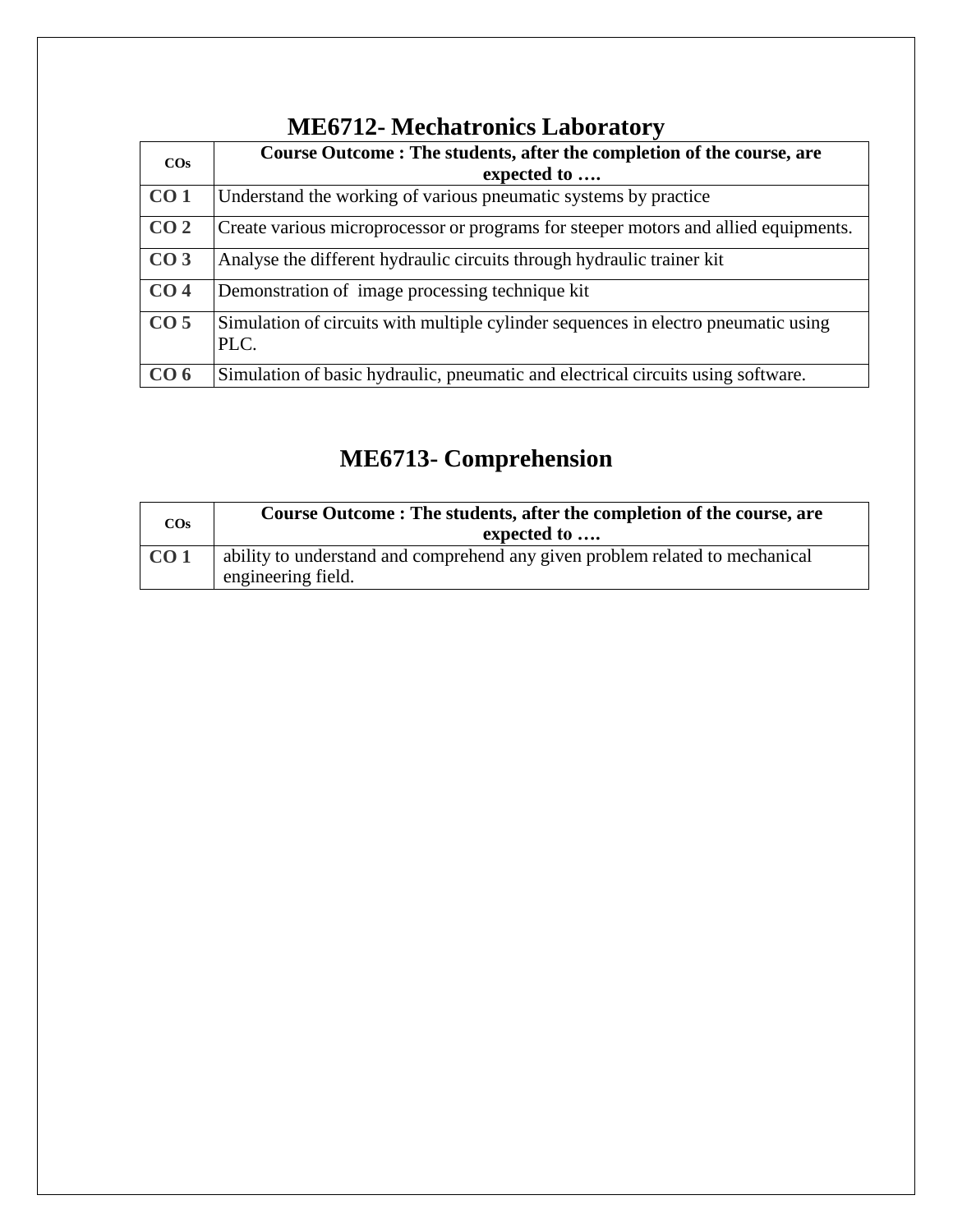# ME6712- Mechatronics Laboratory

| COs | Course Outcome : The students, after the completion of the course, are expected to …. |
|---|---|
| **CO 1** | Understand the working of various pneumatic systems by practice |
| **CO 2** | Create various microprocessor or programs for steeper motors and allied equipments. |
| **CO 3** | Analyse the different hydraulic circuits through hydraulic trainer kit |
| **CO 4** | Demonstration of image processing technique kit |
| **CO 5** | Simulation of circuits with multiple cylinder sequences in electro pneumatic using PLC. |
| **CO 6** | Simulation of basic hydraulic, pneumatic and electrical circuits using software. |

# ME6713- Comprehension

| COs | Course Outcome : The students, after the completion of the course, are expected to …. |
|---|---|
| **CO 1** | ability to understand and comprehend any given problem related to mechanical engineering field. |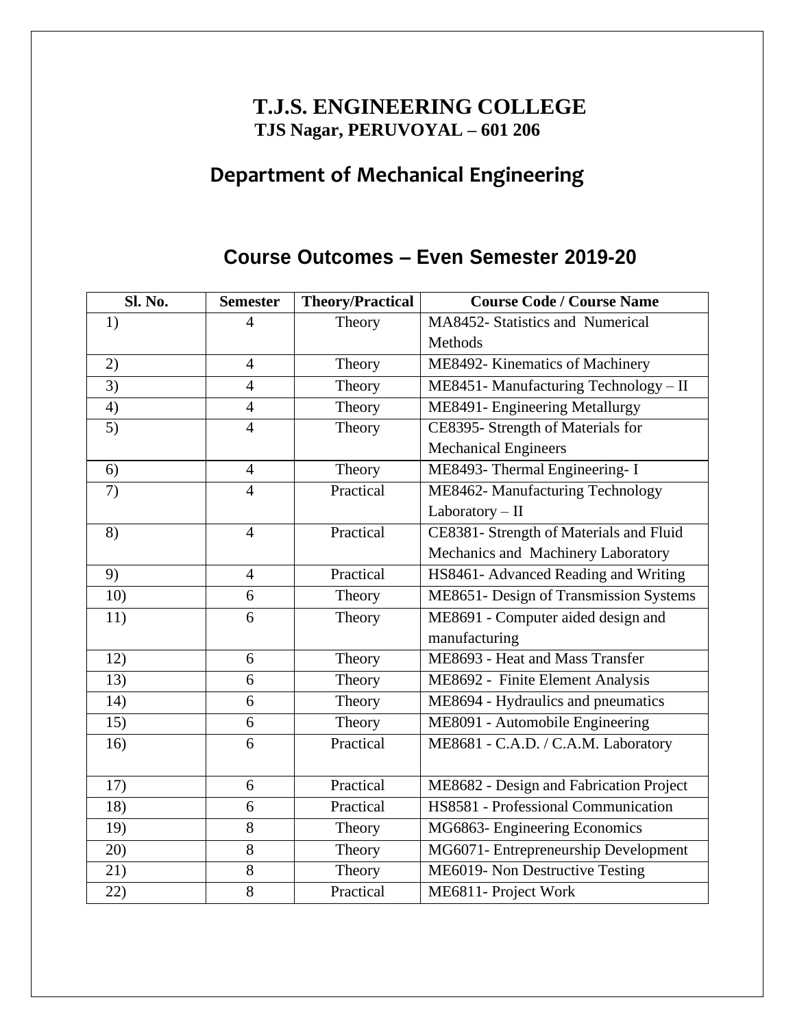# T.J.S. ENGINEERING COLLEGE

**TJS Nagar, PERUVOYAL – 601 206**

## Department of Mechanical Engineering

## Course Outcomes – Even Semester 2019-20

| Sl. No. | Semester | Theory/Practical | Course Code / Course Name |
|---|---|---|---|
| 1) | 4 | Theory | MA8452- Statistics and Numerical Methods |
| 2) | 4 | Theory | ME8492- Kinematics of Machinery |
| 3) | 4 | Theory | ME8451- Manufacturing Technology – II |
| 4) | 4 | Theory | ME8491- Engineering Metallurgy |
| 5) | 4 | Theory | CE8395- Strength of Materials for Mechanical Engineers |
| 6) | 4 | Theory | ME8493- Thermal Engineering- I |
| 7) | 4 | Practical | ME8462- Manufacturing Technology Laboratory – II |
| 8) | 4 | Practical | CE8381- Strength of Materials and Fluid Mechanics and Machinery Laboratory |
| 9) | 4 | Practical | HS8461- Advanced Reading and Writing |
| 10) | 6 | Theory | ME8651- Design of Transmission Systems |
| 11) | 6 | Theory | ME8691 - Computer aided design and manufacturing |
| 12) | 6 | Theory | ME8693 - Heat and Mass Transfer |
| 13) | 6 | Theory | ME8692 - Finite Element Analysis |
| 14) | 6 | Theory | ME8694 - Hydraulics and pneumatics |
| 15) | 6 | Theory | ME8091 - Automobile Engineering |
| 16) | 6 | Practical | ME8681 - C.A.D. / C.A.M. Laboratory |
| 17) | 6 | Practical | ME8682 - Design and Fabrication Project |
| 18) | 6 | Practical | HS8581 - Professional Communication |
| 19) | 8 | Theory | MG6863- Engineering Economics |
| 20) | 8 | Theory | MG6071- Entrepreneurship Development |
| 21) | 8 | Theory | ME6019- Non Destructive Testing |
| 22) | 8 | Practical | ME6811- Project Work |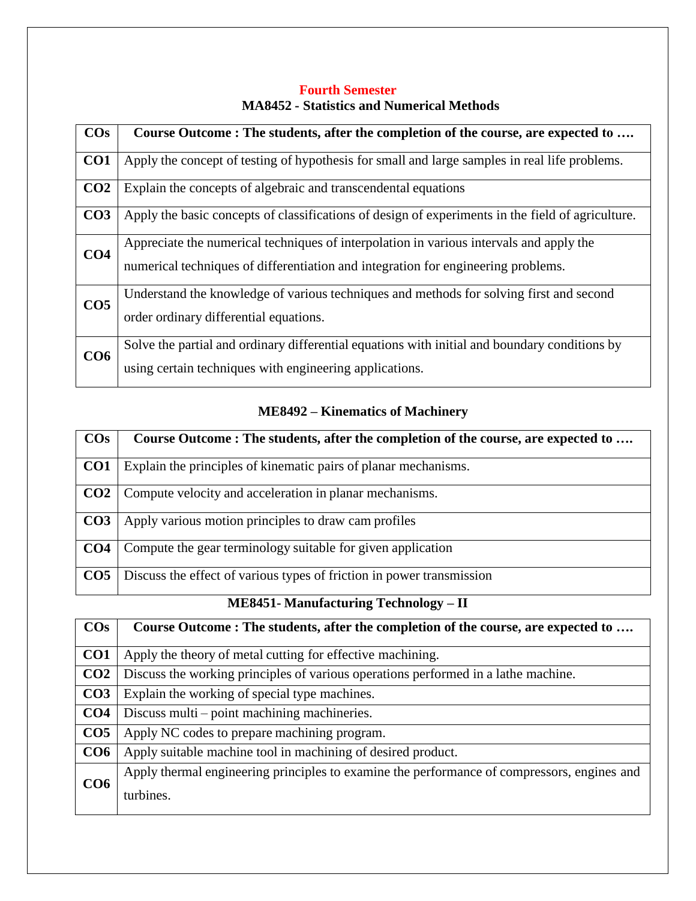## Fourth Semester

### MA8452 - Statistics and Numerical Methods

| COs | Course Outcome : The students, after the completion of the course, are expected to …. |
|---|---|
| **CO1** | Apply the concept of testing of hypothesis for small and large samples in real life problems. |
| **CO2** | Explain the concepts of algebraic and transcendental equations |
| **CO3** | Apply the basic concepts of classifications of design of experiments in the field of agriculture. |
| **CO4** | Appreciate the numerical techniques of interpolation in various intervals and apply the numerical techniques of differentiation and integration for engineering problems. |
| **CO5** | Understand the knowledge of various techniques and methods for solving first and second order ordinary differential equations. |
| **CO6** | Solve the partial and ordinary differential equations with initial and boundary conditions by using certain techniques with engineering applications. |

### ME8492 – Kinematics of Machinery

| COs | Course Outcome : The students, after the completion of the course, are expected to …. |
|---|---|
| **CO1** | Explain the principles of kinematic pairs of planar mechanisms. |
| **CO2** | Compute velocity and acceleration in planar mechanisms. |
| **CO3** | Apply various motion principles to draw cam profiles |
| **CO4** | Compute the gear terminology suitable for given application |
| **CO5** | Discuss the effect of various types of friction in power transmission |

### ME8451- Manufacturing Technology – II

| COs | Course Outcome : The students, after the completion of the course, are expected to …. |
|---|---|
| **CO1** | Apply the theory of metal cutting for effective machining. |
| **CO2** | Discuss the working principles of various operations performed in a lathe machine. |
| **CO3** | Explain the working of special type machines. |
| **CO4** | Discuss multi – point machining machineries. |
| **CO5** | Apply NC codes to prepare machining program. |
| **CO6** | Apply suitable machine tool in machining of desired product. |
| **CO6** | Apply thermal engineering principles to examine the performance of compressors, engines and turbines. |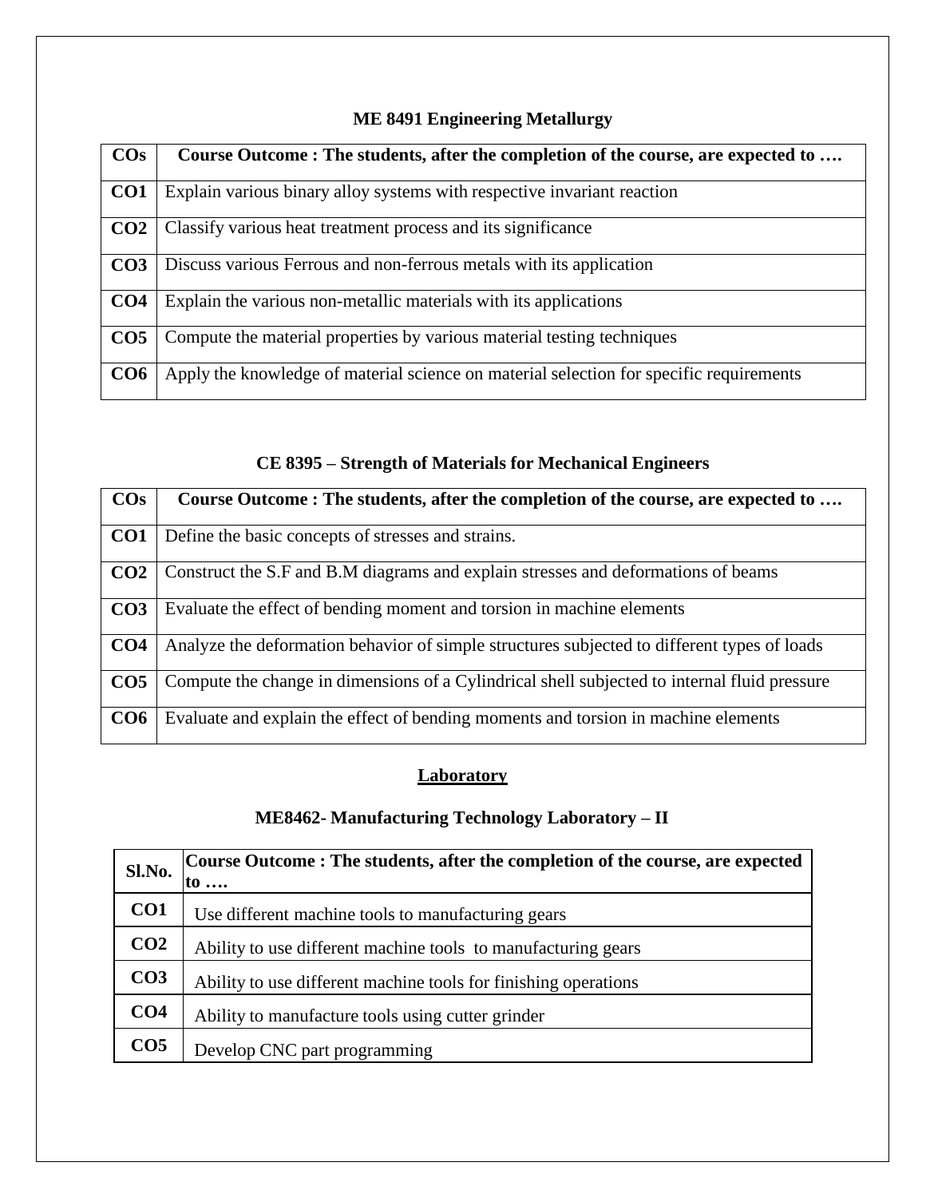### ME 8491 Engineering Metallurgy

| COs | Course Outcome : The students, after the completion of the course, are expected to …. |
|---|---|
| CO1 | Explain various binary alloy systems with respective invariant reaction |
| CO2 | Classify various heat treatment process and its significance |
| CO3 | Discuss various Ferrous and non-ferrous metals with its application |
| CO4 | Explain the various non-metallic materials with its applications |
| CO5 | Compute the material properties by various material testing techniques |
| CO6 | Apply the knowledge of material science on material selection for specific requirements |

### CE 8395 – Strength of Materials for Mechanical Engineers

| COs | Course Outcome : The students, after the completion of the course, are expected to …. |
|---|---|
| CO1 | Define the basic concepts of stresses and strains. |
| CO2 | Construct the S.F and B.M diagrams and explain stresses and deformations of beams |
| CO3 | Evaluate the effect of bending moment and torsion in machine elements |
| CO4 | Analyze the deformation behavior of simple structures subjected to different types of loads |
| CO5 | Compute the change in dimensions of a Cylindrical shell subjected to internal fluid pressure |
| CO6 | Evaluate and explain the effect of bending moments and torsion in machine elements |

## Laboratory

### ME8462- Manufacturing Technology Laboratory – II

| Sl.No. | Course Outcome : The students, after the completion of the course, are expected to …. |
|---|---|
| CO1 | Use different machine tools to manufacturing gears |
| CO2 | Ability to use different machine tools to manufacturing gears |
| CO3 | Ability to use different machine tools for finishing operations |
| CO4 | Ability to manufacture tools using cutter grinder |
| CO5 | Develop CNC part programming |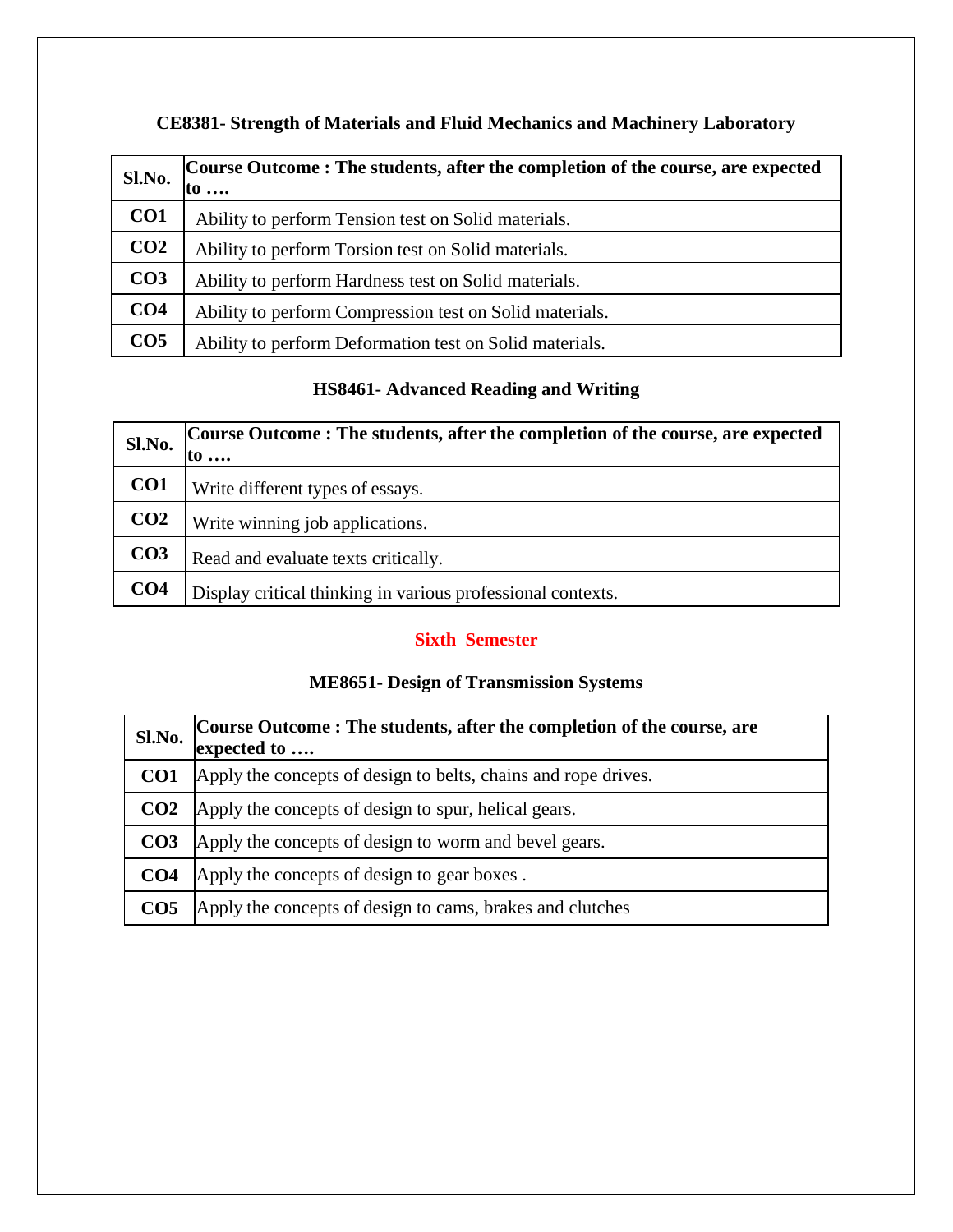### CE8381- Strength of Materials and Fluid Mechanics and Machinery Laboratory

| Sl.No. | Course Outcome : The students, after the completion of the course, are expected to …. |
|---|---|
| CO1 | Ability to perform Tension test on Solid materials. |
| CO2 | Ability to perform Torsion test on Solid materials. |
| CO3 | Ability to perform Hardness test on Solid materials. |
| CO4 | Ability to perform Compression test on Solid materials. |
| CO5 | Ability to perform Deformation test on Solid materials. |

### HS8461- Advanced Reading and Writing

| Sl.No. | Course Outcome : The students, after the completion of the course, are expected to …. |
|---|---|
| CO1 | Write different types of essays. |
| CO2 | Write winning job applications. |
| CO3 | Read and evaluate texts critically. |
| CO4 | Display critical thinking in various professional contexts. |

## Sixth Semester

### ME8651- Design of Transmission Systems

| Sl.No. | Course Outcome : The students, after the completion of the course, are expected to …. |
|---|---|
| CO1 | Apply the concepts of design to belts, chains and rope drives. |
| CO2 | Apply the concepts of design to spur, helical gears. |
| CO3 | Apply the concepts of design to worm and bevel gears. |
| CO4 | Apply the concepts of design to gear boxes . |
| CO5 | Apply the concepts of design to cams, brakes and clutches |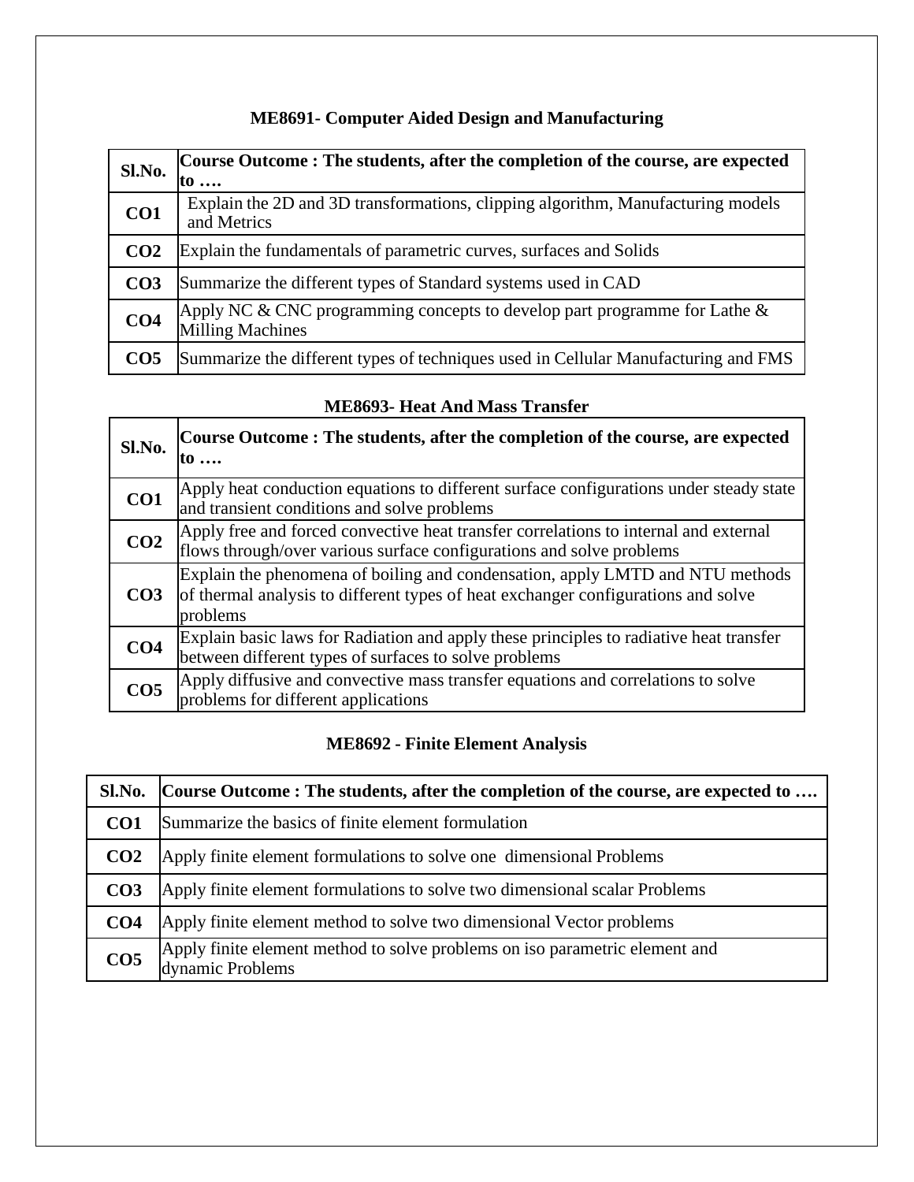**ME8691- Computer Aided Design and Manufacturing**

| Sl.No. | Course Outcome : The students, after the completion of the course, are expected to …. |
|---|---|
| CO1 | Explain the 2D and 3D transformations, clipping algorithm, Manufacturing models and Metrics |
| CO2 | Explain the fundamentals of parametric curves, surfaces and Solids |
| CO3 | Summarize the different types of Standard systems used in CAD |
| CO4 | Apply NC & CNC programming concepts to develop part programme for Lathe & Milling Machines |
| CO5 | Summarize the different types of techniques used in Cellular Manufacturing and FMS |

**ME8693- Heat And Mass Transfer**

| Sl.No. | Course Outcome : The students, after the completion of the course, are expected to …. |
|---|---|
| CO1 | Apply heat conduction equations to different surface configurations under steady state and transient conditions and solve problems |
| CO2 | Apply free and forced convective heat transfer correlations to internal and external flows through/over various surface configurations and solve problems |
| CO3 | Explain the phenomena of boiling and condensation, apply LMTD and NTU methods of thermal analysis to different types of heat exchanger configurations and solve problems |
| CO4 | Explain basic laws for Radiation and apply these principles to radiative heat transfer between different types of surfaces to solve problems |
| CO5 | Apply diffusive and convective mass transfer equations and correlations to solve problems for different applications |

**ME8692 - Finite Element Analysis**

| Sl.No. | Course Outcome : The students, after the completion of the course, are expected to …. |
|---|---|
| CO1 | Summarize the basics of finite element formulation |
| CO2 | Apply finite element formulations to solve one dimensional Problems |
| CO3 | Apply finite element formulations to solve two dimensional scalar Problems |
| CO4 | Apply finite element method to solve two dimensional Vector problems |
| CO5 | Apply finite element method to solve problems on iso parametric element and dynamic Problems |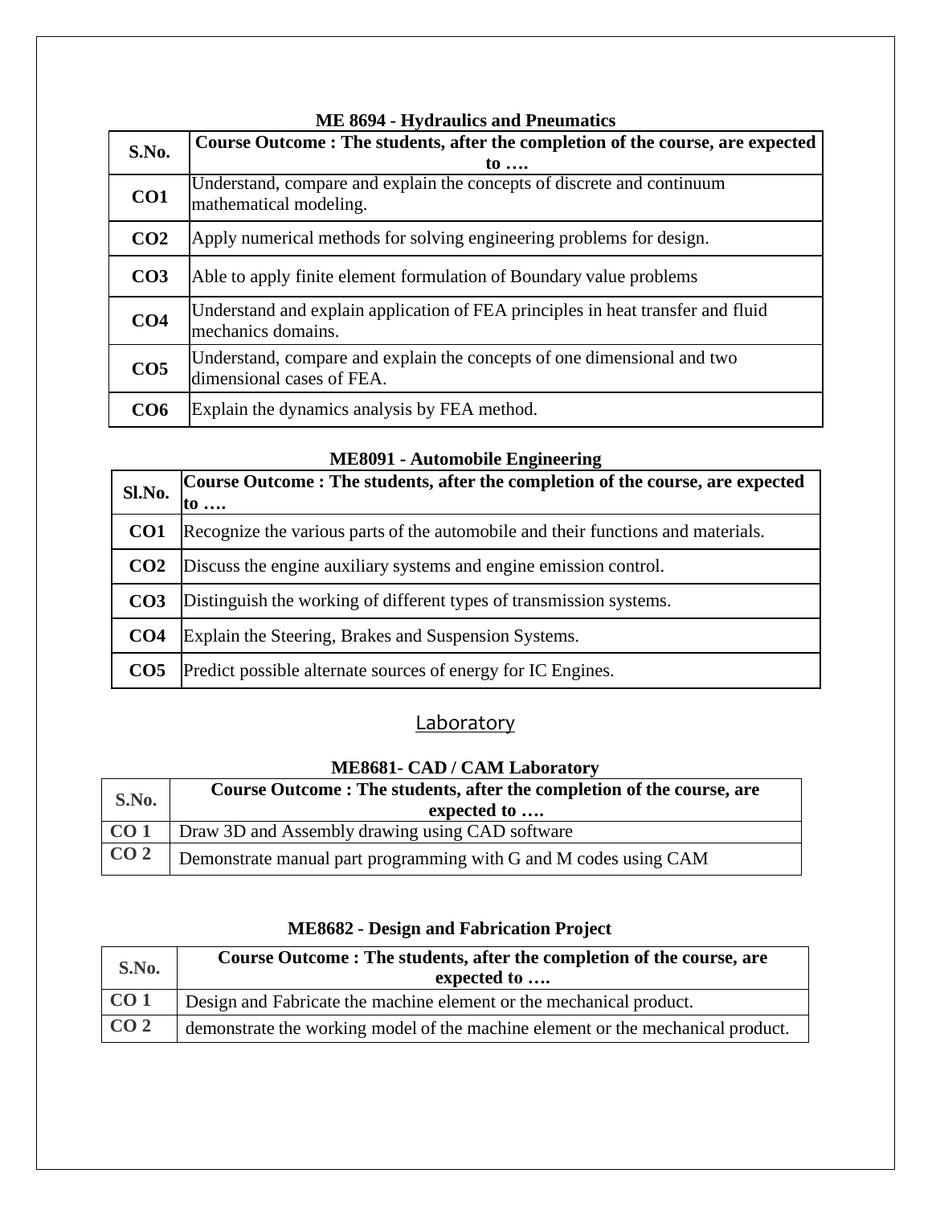**ME 8694 - Hydraulics and Pneumatics**

| S.No. | Course Outcome : The students, after the completion of the course, are expected to …. |
|---|---|
| CO1 | Understand, compare and explain the concepts of discrete and continuum mathematical modeling. |
| CO2 | Apply numerical methods for solving engineering problems for design. |
| CO3 | Able to apply finite element formulation of Boundary value problems |
| CO4 | Understand and explain application of FEA principles in heat transfer and fluid mechanics domains. |
| CO5 | Understand, compare and explain the concepts of one dimensional and two dimensional cases of FEA. |
| CO6 | Explain the dynamics analysis by FEA method. |

**ME8091 - Automobile Engineering**

| Sl.No. | Course Outcome : The students, after the completion of the course, are expected to …. |
|---|---|
| CO1 | Recognize the various parts of the automobile and their functions and materials. |
| CO2 | Discuss the engine auxiliary systems and engine emission control. |
| CO3 | Distinguish the working of different types of transmission systems. |
| CO4 | Explain the Steering, Brakes and Suspension Systems. |
| CO5 | Predict possible alternate sources of energy for IC Engines. |

## Laboratory

**ME8681- CAD / CAM Laboratory**

| S.No. | Course Outcome : The students, after the completion of the course, are expected to …. |
|---|---|
| CO 1 | Draw 3D and Assembly drawing using CAD software |
| CO 2 | Demonstrate manual part programming with G and M codes using CAM |

**ME8682 - Design and Fabrication Project**

| S.No. | Course Outcome : The students, after the completion of the course, are expected to …. |
|---|---|
| CO 1 | Design and Fabricate the machine element or the mechanical product. |
| CO 2 | demonstrate the working model of the machine element or the mechanical product. |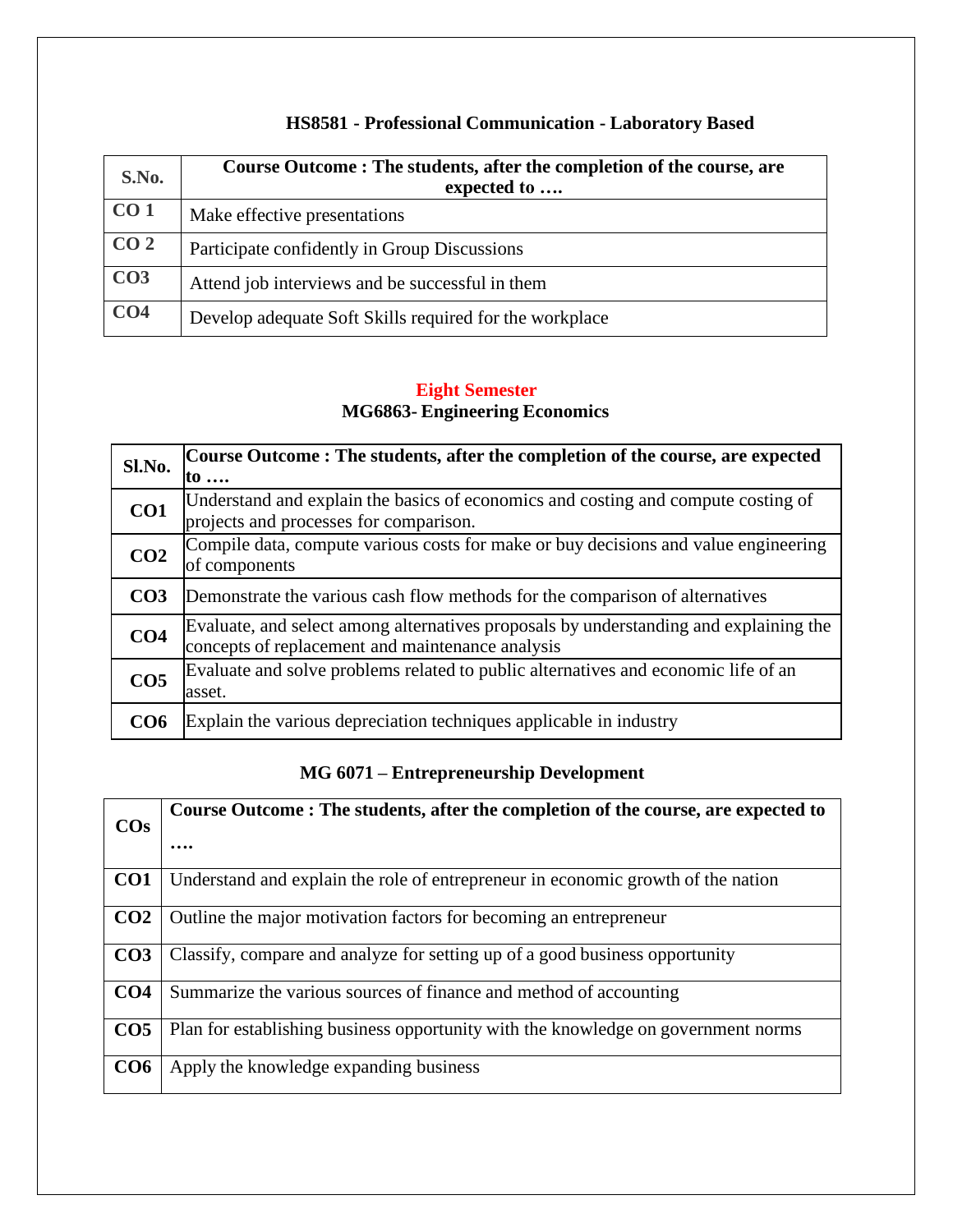### HS8581 - Professional Communication - Laboratory Based

| S.No. | Course Outcome : The students, after the completion of the course, are expected to …. |
|---|---|
| CO 1 | Make effective presentations |
| CO 2 | Participate confidently in Group Discussions |
| CO3 | Attend job interviews and be successful in them |
| CO4 | Develop adequate Soft Skills required for the workplace |

## Eight Semester

### MG6863- Engineering Economics

| Sl.No. | Course Outcome : The students, after the completion of the course, are expected to …. |
|---|---|
| CO1 | Understand and explain the basics of economics and costing and compute costing of projects and processes for comparison. |
| CO2 | Compile data, compute various costs for make or buy decisions and value engineering of components |
| CO3 | Demonstrate the various cash flow methods for the comparison of alternatives |
| CO4 | Evaluate, and select among alternatives proposals by understanding and explaining the concepts of replacement and maintenance analysis |
| CO5 | Evaluate and solve problems related to public alternatives and economic life of an asset. |
| CO6 | Explain the various depreciation techniques applicable in industry |

### MG 6071 – Entrepreneurship Development

| COs | Course Outcome : The students, after the completion of the course, are expected to …. |
|---|---|
| CO1 | Understand and explain the role of entrepreneur in economic growth of the nation |
| CO2 | Outline the major motivation factors for becoming an entrepreneur |
| CO3 | Classify, compare and analyze for setting up of a good business opportunity |
| CO4 | Summarize the various sources of finance and method of accounting |
| CO5 | Plan for establishing business opportunity with the knowledge on government norms |
| CO6 | Apply the knowledge expanding business |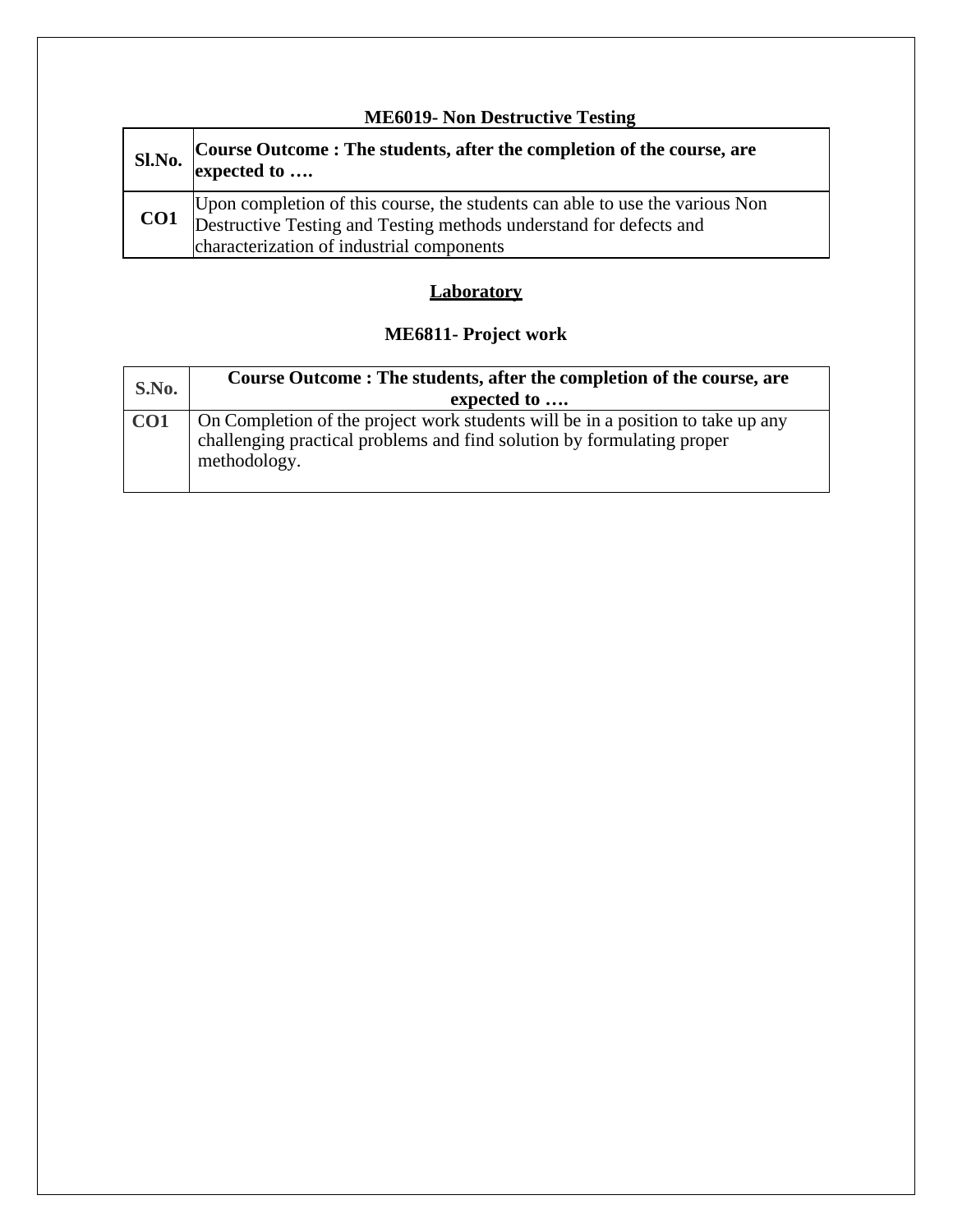**ME6019- Non Destructive Testing**

| Sl.No. | Course Outcome : The students, after the completion of the course, are expected to …. |
|---|---|
| CO1 | Upon completion of this course, the students can able to use the various Non Destructive Testing and Testing methods understand for defects and characterization of industrial components |

## Laboratory

**ME6811- Project work**

| S.No. | Course Outcome : The students, after the completion of the course, are expected to …. |
|---|---|
| CO1 | On Completion of the project work students will be in a position to take up any challenging practical problems and find solution by formulating proper methodology. |